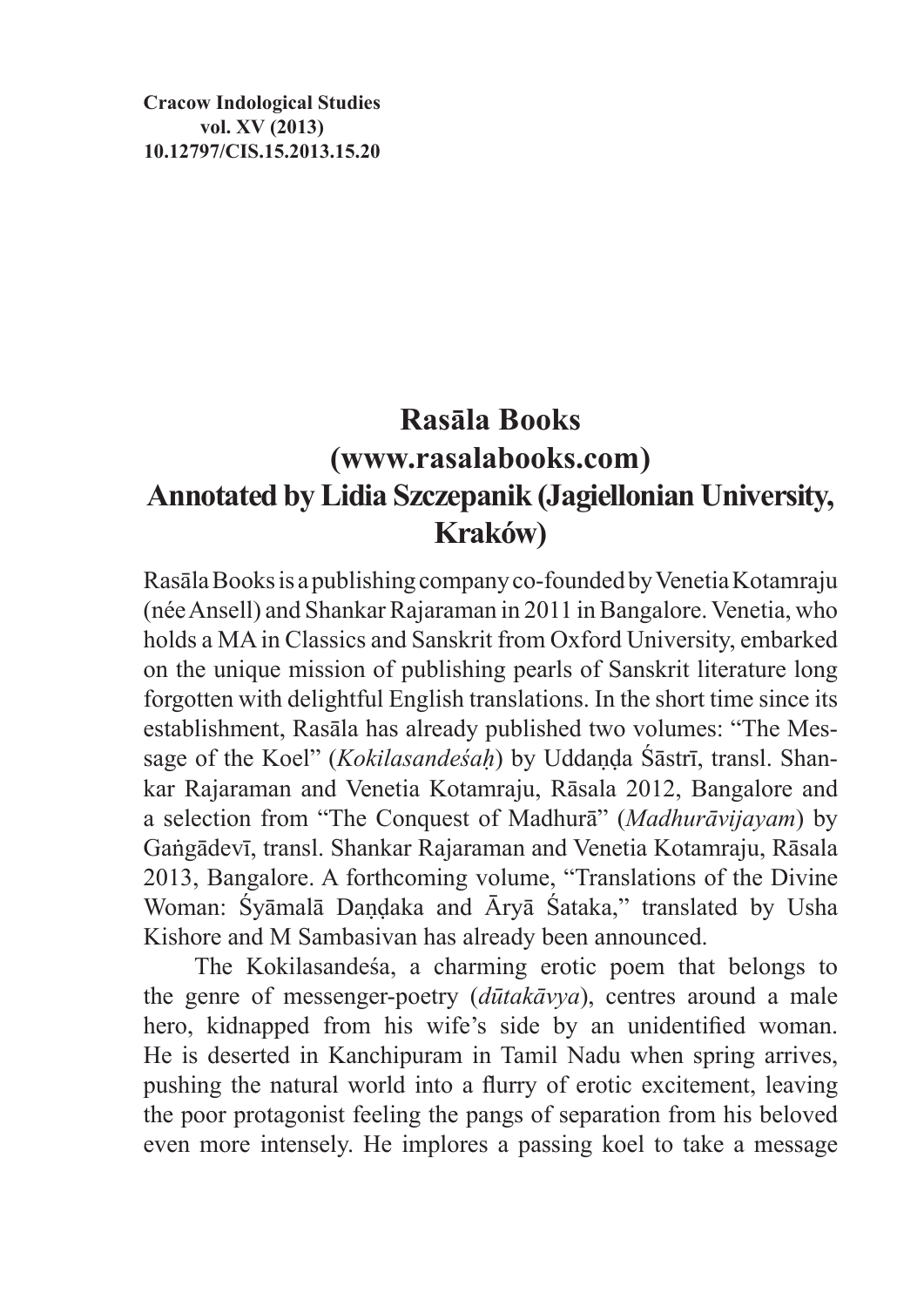**Cracow Indological Studies**
**vol. XV (2013)**
**10.12797/CIS.15.2013.15.20**

# Rasāla Books (www.rasalabooks.com)
## Annotated by Lidia Szczepanik (Jagiellonian University, Kraków)

Rasāla Books is a publishing company co-founded by Venetia Kotamraju (née Ansell) and Shankar Rajaraman in 2011 in Bangalore. Venetia, who holds a MA in Classics and Sanskrit from Oxford University, embarked on the unique mission of publishing pearls of Sanskrit literature long forgotten with delightful English translations. In the short time since its establishment, Rasāla has already published two volumes: "The Message of the Koel" (*Kokilasandeśaḥ*) by Uddaṇḍa Śāstrī, transl. Shankar Rajaraman and Venetia Kotamraju, Rāsala 2012, Bangalore and a selection from "The Conquest of Madhurā" (*Madhurāvijayam*) by Gaṅgādevī, transl. Shankar Rajaraman and Venetia Kotamraju, Rāsala 2013, Bangalore. A forthcoming volume, "Translations of the Divine Woman: Śyāmalā Daṇḍaka and Āryā Śataka," translated by Usha Kishore and M Sambasivan has already been announced.

The Kokilasandeśa, a charming erotic poem that belongs to the genre of messenger-poetry (*dūtakāvya*), centres around a male hero, kidnapped from his wife's side by an unidentified woman. He is deserted in Kanchipuram in Tamil Nadu when spring arrives, pushing the natural world into a flurry of erotic excitement, leaving the poor protagonist feeling the pangs of separation from his beloved even more intensely. He implores a passing koel to take a message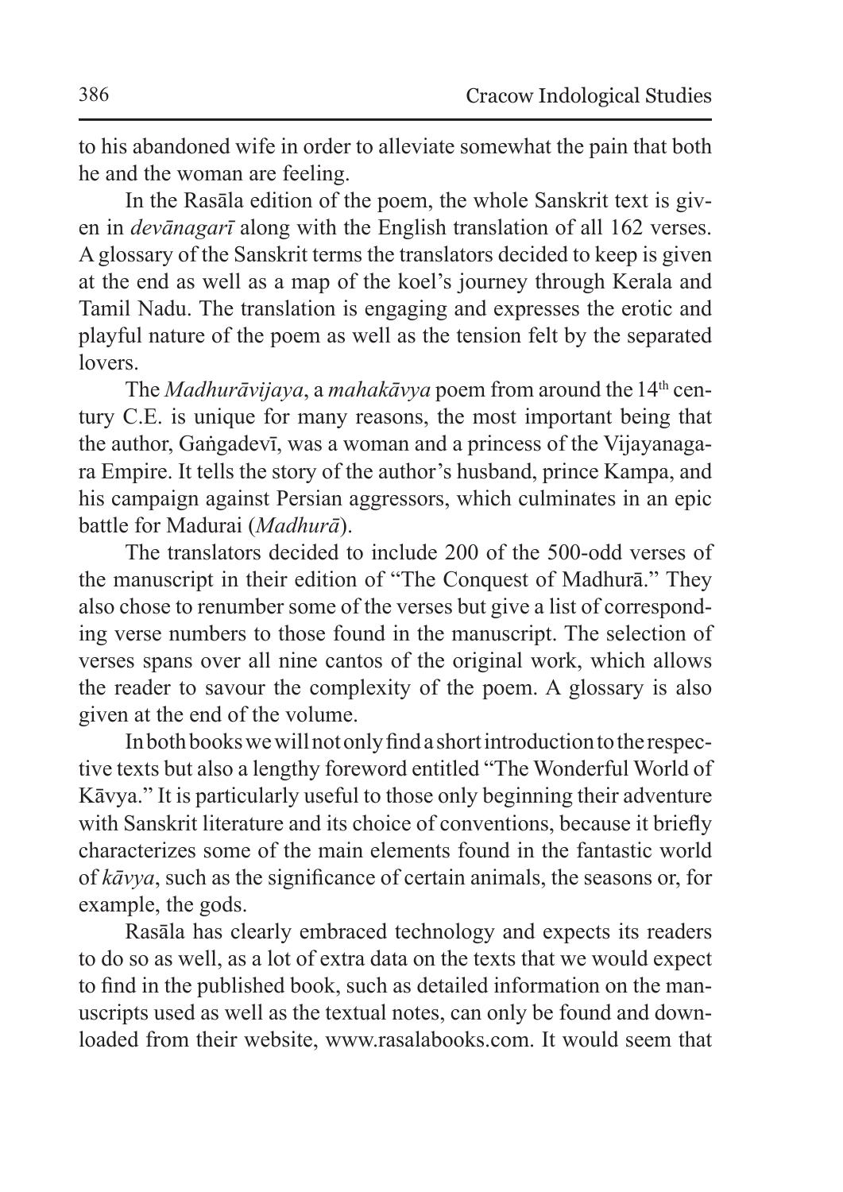to his abandoned wife in order to alleviate somewhat the pain that both he and the woman are feeling.

In the Rasāla edition of the poem, the whole Sanskrit text is given in *devānagarī* along with the English translation of all 162 verses. A glossary of the Sanskrit terms the translators decided to keep is given at the end as well as a map of the koel's journey through Kerala and Tamil Nadu. The translation is engaging and expresses the erotic and playful nature of the poem as well as the tension felt by the separated lovers.

The *Madhurāvijaya*, a *mahakāvya* poem from around the 14th century C.E. is unique for many reasons, the most important being that the author, Gaṅgadevī, was a woman and a princess of the Vijayanagara Empire. It tells the story of the author's husband, prince Kampa, and his campaign against Persian aggressors, which culminates in an epic battle for Madurai (*Madhurā*).

The translators decided to include 200 of the 500-odd verses of the manuscript in their edition of "The Conquest of Madhurā." They also chose to renumber some of the verses but give a list of corresponding verse numbers to those found in the manuscript. The selection of verses spans over all nine cantos of the original work, which allows the reader to savour the complexity of the poem. A glossary is also given at the end of the volume.

In both books we will not only find a short introduction to the respective texts but also a lengthy foreword entitled "The Wonderful World of Kāvya." It is particularly useful to those only beginning their adventure with Sanskrit literature and its choice of conventions, because it briefly characterizes some of the main elements found in the fantastic world of *kāvya*, such as the significance of certain animals, the seasons or, for example, the gods.

Rasāla has clearly embraced technology and expects its readers to do so as well, as a lot of extra data on the texts that we would expect to find in the published book, such as detailed information on the manuscripts used as well as the textual notes, can only be found and downloaded from their website, www.rasalabooks.com. It would seem that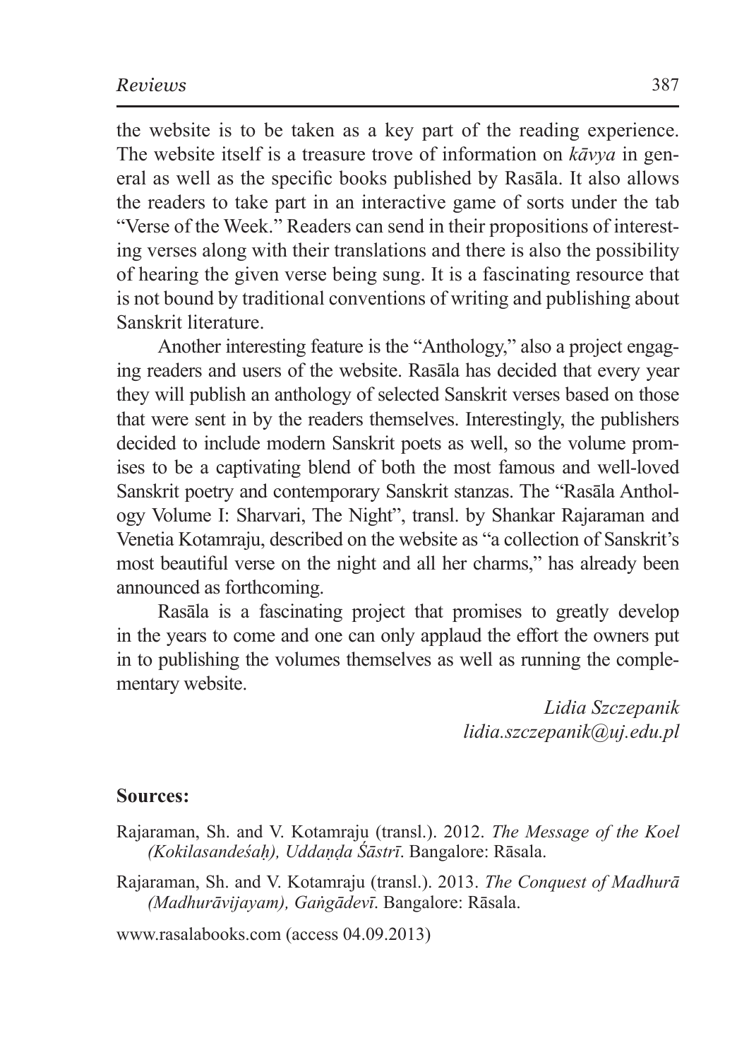the website is to be taken as a key part of the reading experience. The website itself is a treasure trove of information on *kāvya* in general as well as the specific books published by Rasāla. It also allows the readers to take part in an interactive game of sorts under the tab "Verse of the Week." Readers can send in their propositions of interesting verses along with their translations and there is also the possibility of hearing the given verse being sung. It is a fascinating resource that is not bound by traditional conventions of writing and publishing about Sanskrit literature.

Another interesting feature is the "Anthology," also a project engaging readers and users of the website. Rasāla has decided that every year they will publish an anthology of selected Sanskrit verses based on those that were sent in by the readers themselves. Interestingly, the publishers decided to include modern Sanskrit poets as well, so the volume promises to be a captivating blend of both the most famous and well-loved Sanskrit poetry and contemporary Sanskrit stanzas. The "Rasāla Anthology Volume I: Sharvari, The Night", transl. by Shankar Rajaraman and Venetia Kotamraju, described on the website as "a collection of Sanskrit's most beautiful verse on the night and all her charms," has already been announced as forthcoming.

Rasāla is a fascinating project that promises to greatly develop in the years to come and one can only applaud the effort the owners put in to publishing the volumes themselves as well as running the complementary website.

*Lidia Szczepanik*
*lidia.szczepanik@uj.edu.pl*

**Sources:**

Rajaraman, Sh. and V. Kotamraju (transl.). 2012. *The Message of the Koel (Kokilasandeśaḥ), Uddaṇḍa Śāstrī*. Bangalore: Rāsala.

Rajaraman, Sh. and V. Kotamraju (transl.). 2013. *The Conquest of Madhurā (Madhurāvijayam), Gaṅgādevī*. Bangalore: Rāsala.

www.rasalabooks.com (access 04.09.2013)